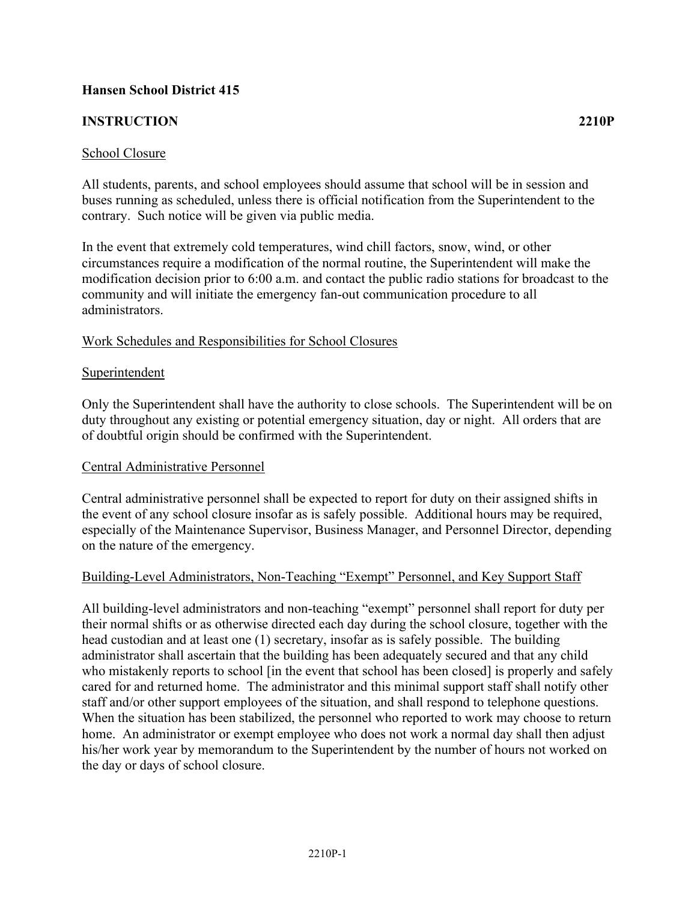**Hansen School District 415**

**INSTRUCTION 2210P**

School Closure

All students, parents, and school employees should assume that school will be in session and buses running as scheduled, unless there is official notification from the Superintendent to the contrary. Such notice will be given via public media.

In the event that extremely cold temperatures, wind chill factors, snow, wind, or other circumstances require a modification of the normal routine, the Superintendent will make the modification decision prior to 6:00 a.m. and contact the public radio stations for broadcast to the community and will initiate the emergency fan-out communication procedure to all administrators.

Work Schedules and Responsibilities for School Closures

Superintendent

Only the Superintendent shall have the authority to close schools. The Superintendent will be on duty throughout any existing or potential emergency situation, day or night. All orders that are of doubtful origin should be confirmed with the Superintendent.

Central Administrative Personnel

Central administrative personnel shall be expected to report for duty on their assigned shifts in the event of any school closure insofar as is safely possible. Additional hours may be required, especially of the Maintenance Supervisor, Business Manager, and Personnel Director, depending on the nature of the emergency.

Building-Level Administrators, Non-Teaching "Exempt" Personnel, and Key Support Staff

All building-level administrators and non-teaching "exempt" personnel shall report for duty per their normal shifts or as otherwise directed each day during the school closure, together with the head custodian and at least one (1) secretary, insofar as is safely possible. The building administrator shall ascertain that the building has been adequately secured and that any child who mistakenly reports to school [in the event that school has been closed] is properly and safely cared for and returned home. The administrator and this minimal support staff shall notify other staff and/or other support employees of the situation, and shall respond to telephone questions. When the situation has been stabilized, the personnel who reported to work may choose to return home. An administrator or exempt employee who does not work a normal day shall then adjust his/her work year by memorandum to the Superintendent by the number of hours not worked on the day or days of school closure.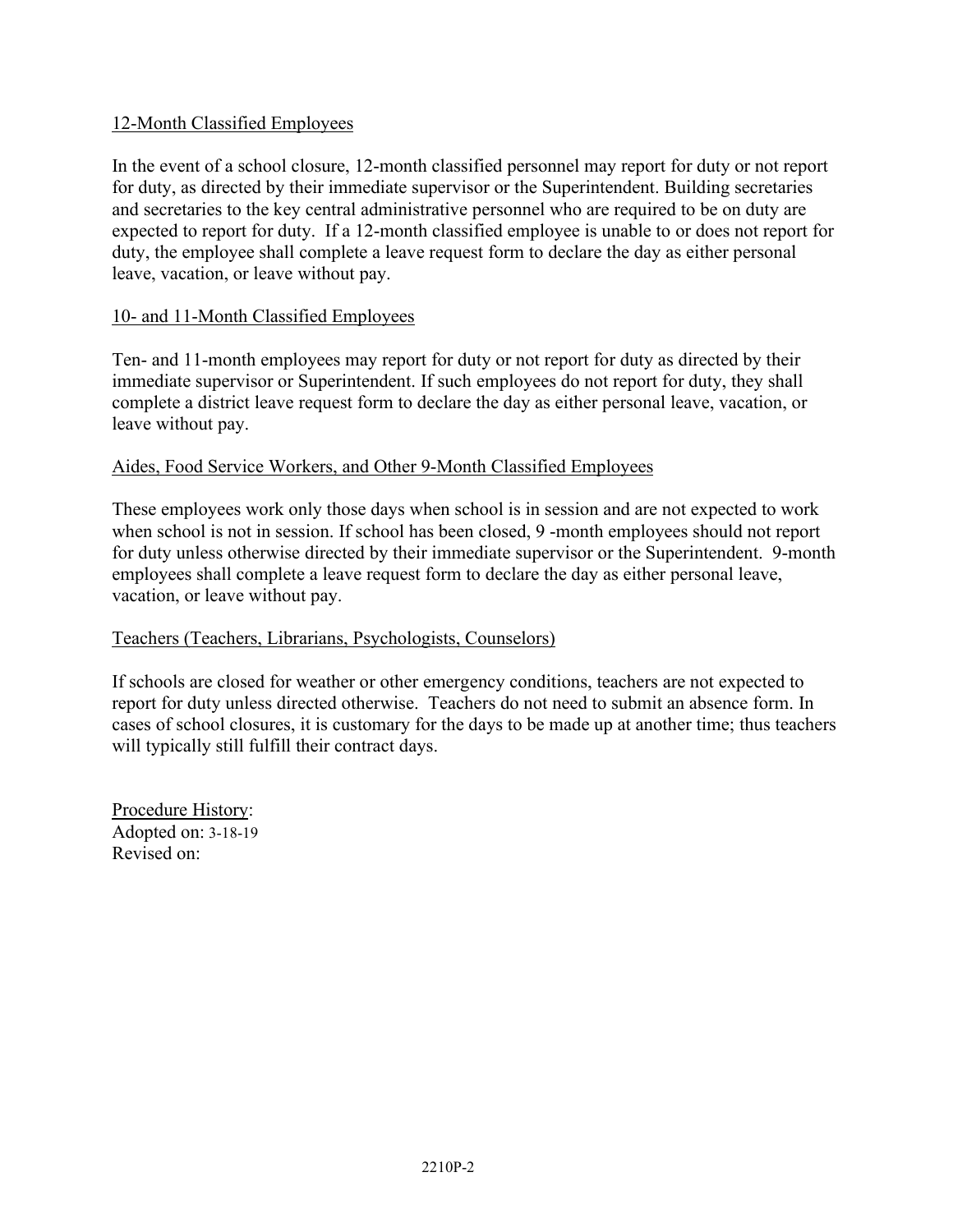12-Month Classified Employees

In the event of a school closure, 12-month classified personnel may report for duty or not report for duty, as directed by their immediate supervisor or the Superintendent. Building secretaries and secretaries to the key central administrative personnel who are required to be on duty are expected to report for duty. If a 12-month classified employee is unable to or does not report for duty, the employee shall complete a leave request form to declare the day as either personal leave, vacation, or leave without pay.

10- and 11-Month Classified Employees

Ten- and 11-month employees may report for duty or not report for duty as directed by their immediate supervisor or Superintendent. If such employees do not report for duty, they shall complete a district leave request form to declare the day as either personal leave, vacation, or leave without pay.

Aides, Food Service Workers, and Other 9-Month Classified Employees

These employees work only those days when school is in session and are not expected to work when school is not in session. If school has been closed, 9 -month employees should not report for duty unless otherwise directed by their immediate supervisor or the Superintendent. 9-month employees shall complete a leave request form to declare the day as either personal leave, vacation, or leave without pay.

Teachers (Teachers, Librarians, Psychologists, Counselors)

If schools are closed for weather or other emergency conditions, teachers are not expected to report for duty unless directed otherwise. Teachers do not need to submit an absence form. In cases of school closures, it is customary for the days to be made up at another time; thus teachers will typically still fulfill their contract days.

Procedure History:
Adopted on: 3-18-19
Revised on: